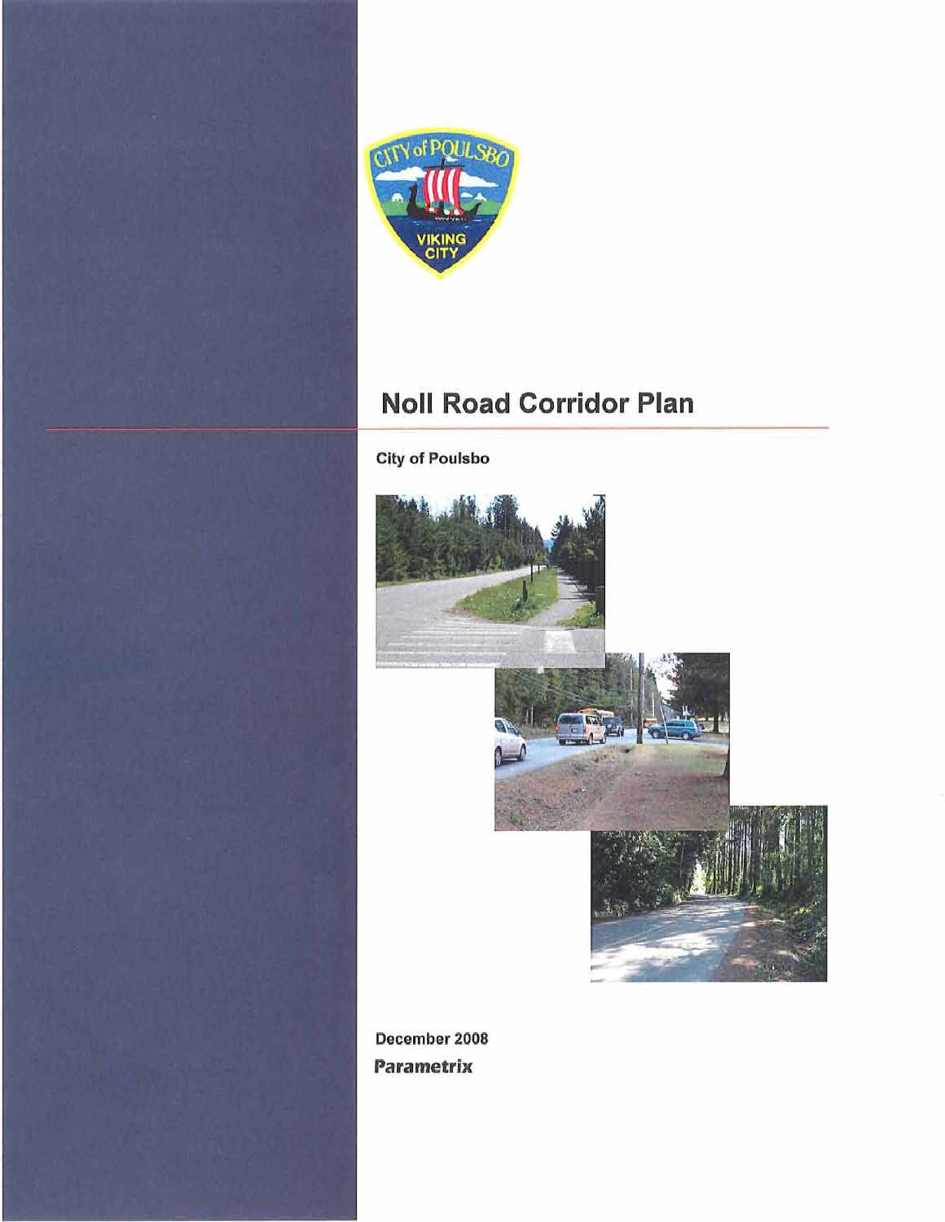# Noll Road Corridor Plan

**City of Poulsbo**

**December 2008**

**Parametrix**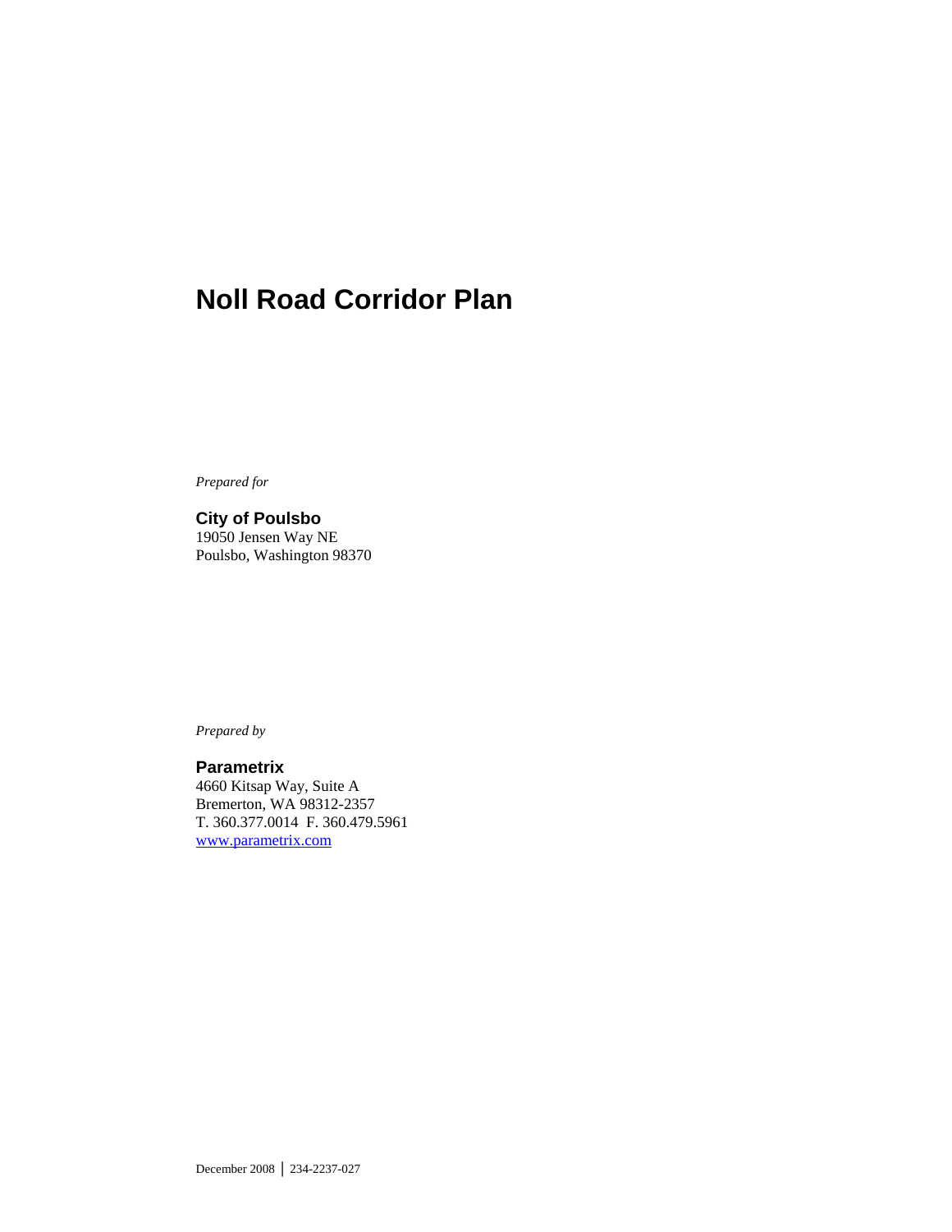# Noll Road Corridor Plan

*Prepared for*

**City of Poulsbo**
19050 Jensen Way NE
Poulsbo, Washington 98370

*Prepared by*

**Parametrix**
4660 Kitsap Way, Suite A
Bremerton, WA 98312-2357
T. 360.377.0014 F. 360.479.5961
www.parametrix.com

December 2008 | 234-2237-027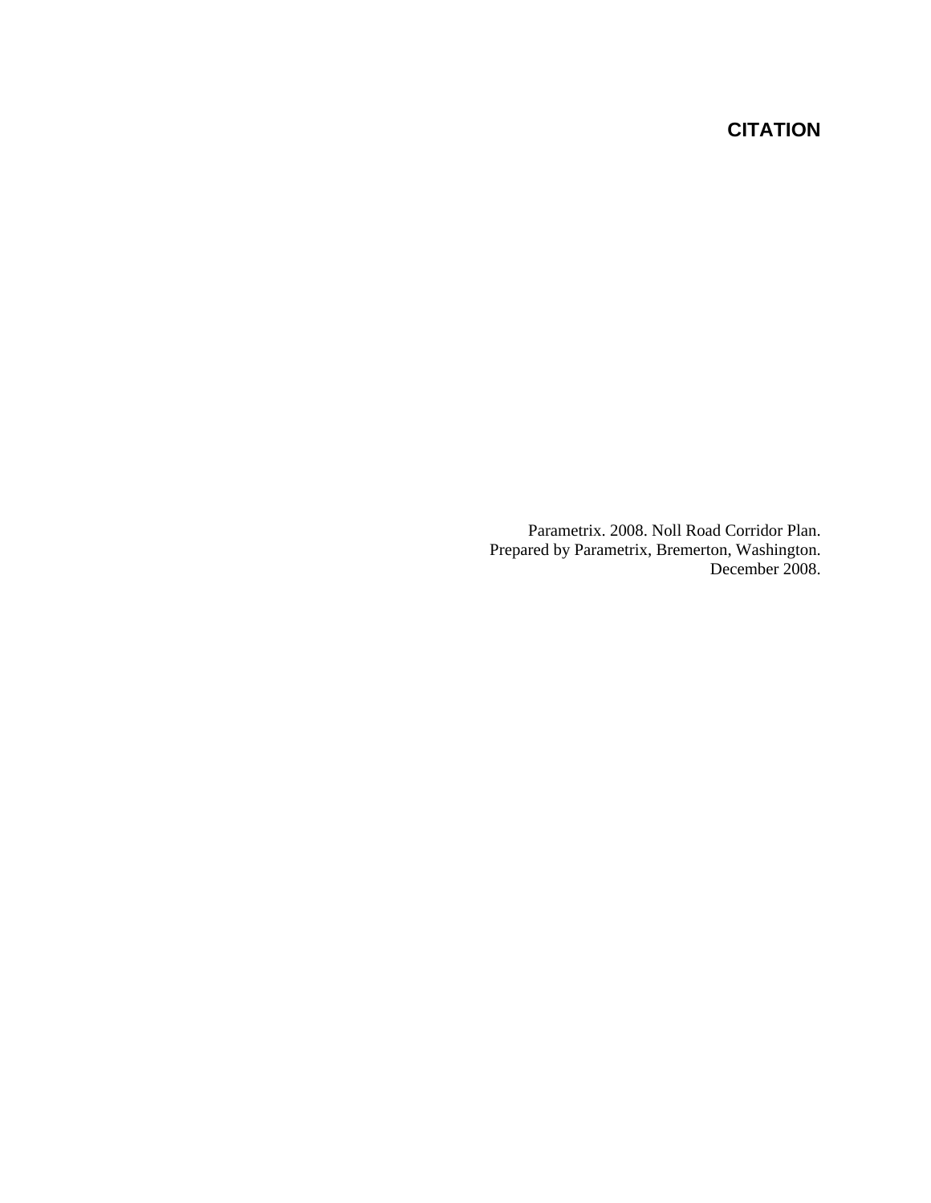# CITATION

Parametrix. 2008. Noll Road Corridor Plan.
Prepared by Parametrix, Bremerton, Washington.
December 2008.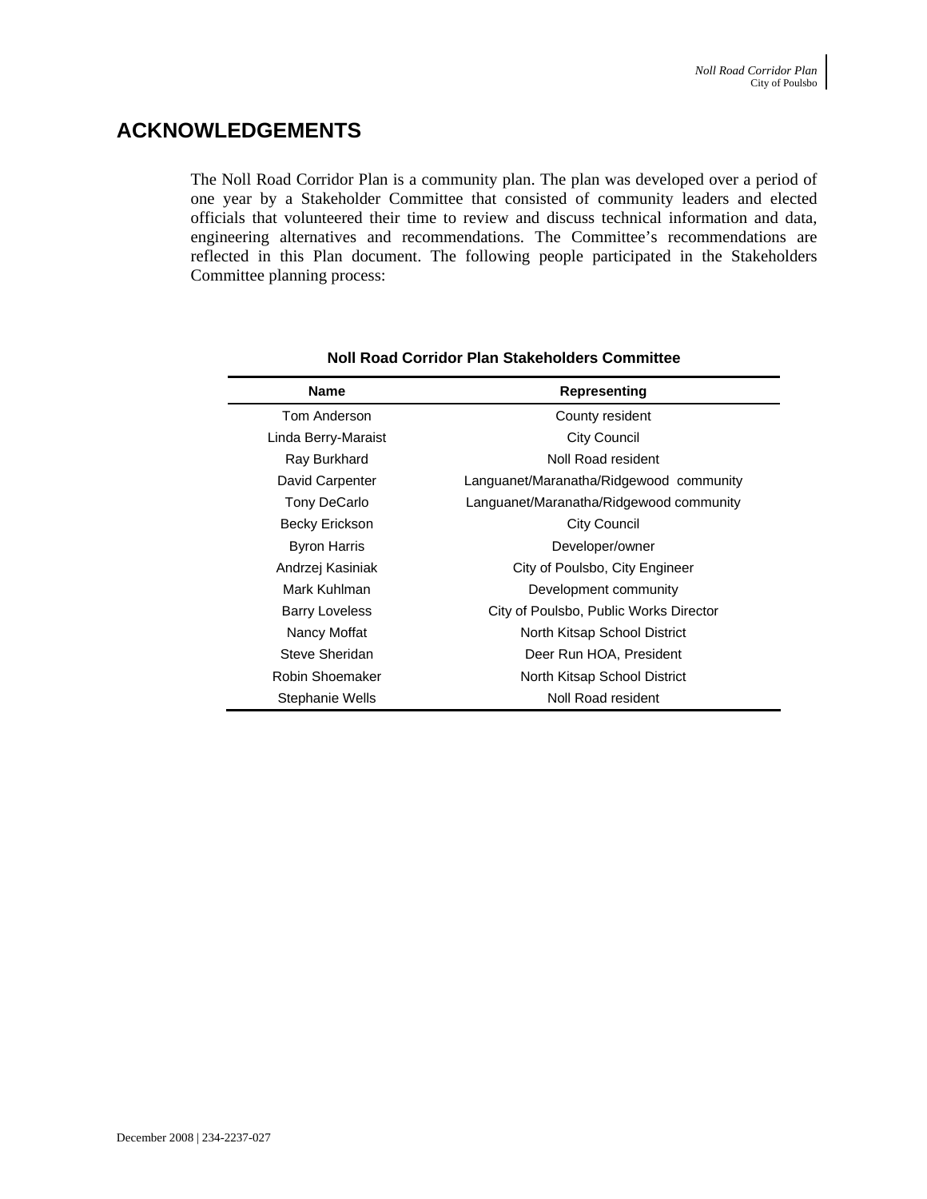# ACKNOWLEDGEMENTS

The Noll Road Corridor Plan is a community plan. The plan was developed over a period of one year by a Stakeholder Committee that consisted of community leaders and elected officials that volunteered their time to review and discuss technical information and data, engineering alternatives and recommendations. The Committee's recommendations are reflected in this Plan document. The following people participated in the Stakeholders Committee planning process:

**Noll Road Corridor Plan Stakeholders Committee**

| Name | Representing |
|---|---|
| Tom Anderson | County resident |
| Linda Berry-Maraist | City Council |
| Ray Burkhard | Noll Road resident |
| David Carpenter | Languanet/Maranatha/Ridgewood community |
| Tony DeCarlo | Languanet/Maranatha/Ridgewood community |
| Becky Erickson | City Council |
| Byron Harris | Developer/owner |
| Andrzej Kasiniak | City of Poulsbo, City Engineer |
| Mark Kuhlman | Development community |
| Barry Loveless | City of Poulsbo, Public Works Director |
| Nancy Moffat | North Kitsap School District |
| Steve Sheridan | Deer Run HOA, President |
| Robin Shoemaker | North Kitsap School District |
| Stephanie Wells | Noll Road resident |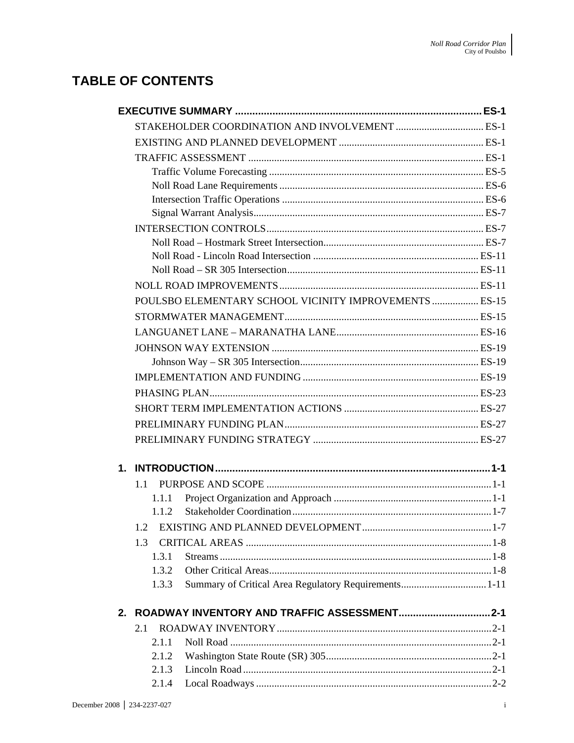# TABLE OF CONTENTS

**EXECUTIVE SUMMARY** ..... **ES-1**

- STAKEHOLDER COORDINATION AND INVOLVEMENT ..... ES-1
- EXISTING AND PLANNED DEVELOPMENT ..... ES-1
- TRAFFIC ASSESSMENT ..... ES-1
  - Traffic Volume Forecasting ..... ES-5
  - Noll Road Lane Requirements ..... ES-6
  - Intersection Traffic Operations ..... ES-6
  - Signal Warrant Analysis ..... ES-7
- INTERSECTION CONTROLS ..... ES-7
  - Noll Road – Hostmark Street Intersection ..... ES-7
  - Noll Road - Lincoln Road Intersection ..... ES-11
  - Noll Road – SR 305 Intersection ..... ES-11
- NOLL ROAD IMPROVEMENTS ..... ES-11
- POULSBO ELEMENTARY SCHOOL VICINITY IMPROVEMENTS ..... ES-15
- STORMWATER MANAGEMENT ..... ES-15
- LANGUANET LANE – MARANATHA LANE ..... ES-16
- JOHNSON WAY EXTENSION ..... ES-19
  - Johnson Way – SR 305 Intersection ..... ES-19
- IMPLEMENTATION AND FUNDING ..... ES-19
- PHASING PLAN ..... ES-23
- SHORT TERM IMPLEMENTATION ACTIONS ..... ES-27
- PRELIMINARY FUNDING PLAN ..... ES-27
- PRELIMINARY FUNDING STRATEGY ..... ES-27

**1. INTRODUCTION** ..... **1-1**

- 1.1 PURPOSE AND SCOPE ..... 1-1
  - 1.1.1 Project Organization and Approach ..... 1-1
  - 1.1.2 Stakeholder Coordination ..... 1-7
- 1.2 EXISTING AND PLANNED DEVELOPMENT ..... 1-7
- 1.3 CRITICAL AREAS ..... 1-8
  - 1.3.1 Streams ..... 1-8
  - 1.3.2 Other Critical Areas ..... 1-8
  - 1.3.3 Summary of Critical Area Regulatory Requirements ..... 1-11

**2. ROADWAY INVENTORY AND TRAFFIC ASSESSMENT** ..... **2-1**

- 2.1 ROADWAY INVENTORY ..... 2-1
  - 2.1.1 Noll Road ..... 2-1
  - 2.1.2 Washington State Route (SR) 305 ..... 2-1
  - 2.1.3 Lincoln Road ..... 2-1
  - 2.1.4 Local Roadways ..... 2-2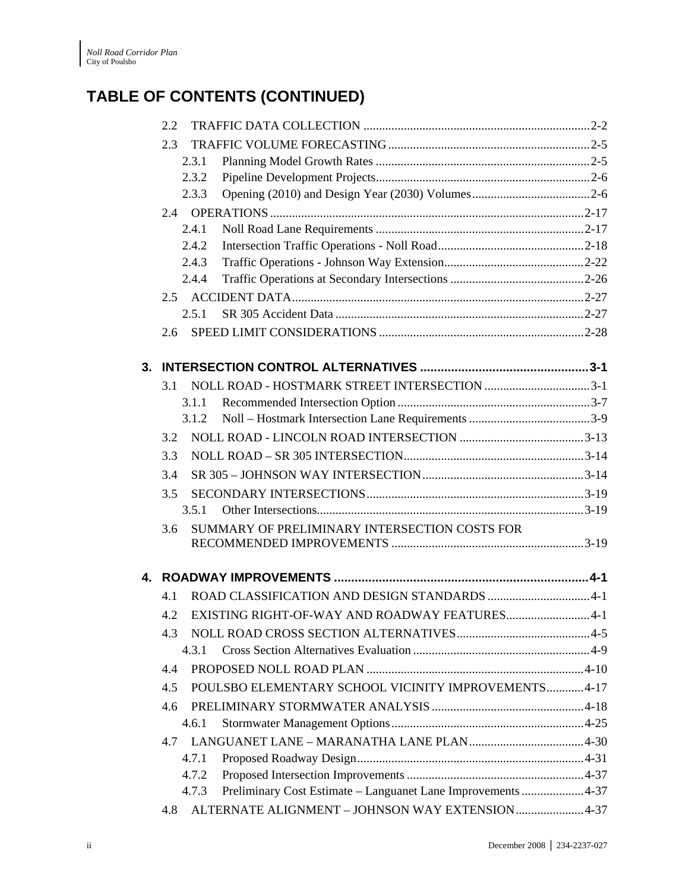# TABLE OF CONTENTS (CONTINUED)

- 2.2 TRAFFIC DATA COLLECTION .......... 2-2
- 2.3 TRAFFIC VOLUME FORECASTING .......... 2-5
  - 2.3.1 Planning Model Growth Rates .......... 2-5
  - 2.3.2 Pipeline Development Projects .......... 2-6
  - 2.3.3 Opening (2010) and Design Year (2030) Volumes .......... 2-6
- 2.4 OPERATIONS .......... 2-17
  - 2.4.1 Noll Road Lane Requirements .......... 2-17
  - 2.4.2 Intersection Traffic Operations - Noll Road .......... 2-18
  - 2.4.3 Traffic Operations - Johnson Way Extension .......... 2-22
  - 2.4.4 Traffic Operations at Secondary Intersections .......... 2-26
- 2.5 ACCIDENT DATA .......... 2-27
  - 2.5.1 SR 305 Accident Data .......... 2-27
- 2.6 SPEED LIMIT CONSIDERATIONS .......... 2-28

**3. INTERSECTION CONTROL ALTERNATIVES .......... 3-1**

- 3.1 NOLL ROAD - HOSTMARK STREET INTERSECTION .......... 3-1
  - 3.1.1 Recommended Intersection Option .......... 3-7
  - 3.1.2 Noll – Hostmark Intersection Lane Requirements .......... 3-9
- 3.2 NOLL ROAD - LINCOLN ROAD INTERSECTION .......... 3-13
- 3.3 NOLL ROAD – SR 305 INTERSECTION .......... 3-14
- 3.4 SR 305 – JOHNSON WAY INTERSECTION .......... 3-14
- 3.5 SECONDARY INTERSECTIONS .......... 3-19
  - 3.5.1 Other Intersections .......... 3-19
- 3.6 SUMMARY OF PRELIMINARY INTERSECTION COSTS FOR RECOMMENDED IMPROVEMENTS .......... 3-19

**4. ROADWAY IMPROVEMENTS .......... 4-1**

- 4.1 ROAD CLASSIFICATION AND DESIGN STANDARDS .......... 4-1
- 4.2 EXISTING RIGHT-OF-WAY AND ROADWAY FEATURES .......... 4-1
- 4.3 NOLL ROAD CROSS SECTION ALTERNATIVES .......... 4-5
  - 4.3.1 Cross Section Alternatives Evaluation .......... 4-9
- 4.4 PROPOSED NOLL ROAD PLAN .......... 4-10
- 4.5 POULSBO ELEMENTARY SCHOOL VICINITY IMPROVEMENTS .......... 4-17
- 4.6 PRELIMINARY STORMWATER ANALYSIS .......... 4-18
  - 4.6.1 Stormwater Management Options .......... 4-25
- 4.7 LANGUANET LANE – MARANATHA LANE PLAN .......... 4-30
  - 4.7.1 Proposed Roadway Design .......... 4-31
  - 4.7.2 Proposed Intersection Improvements .......... 4-37
  - 4.7.3 Preliminary Cost Estimate – Languanet Lane Improvements .......... 4-37
- 4.8 ALTERNATE ALIGNMENT – JOHNSON WAY EXTENSION .......... 4-37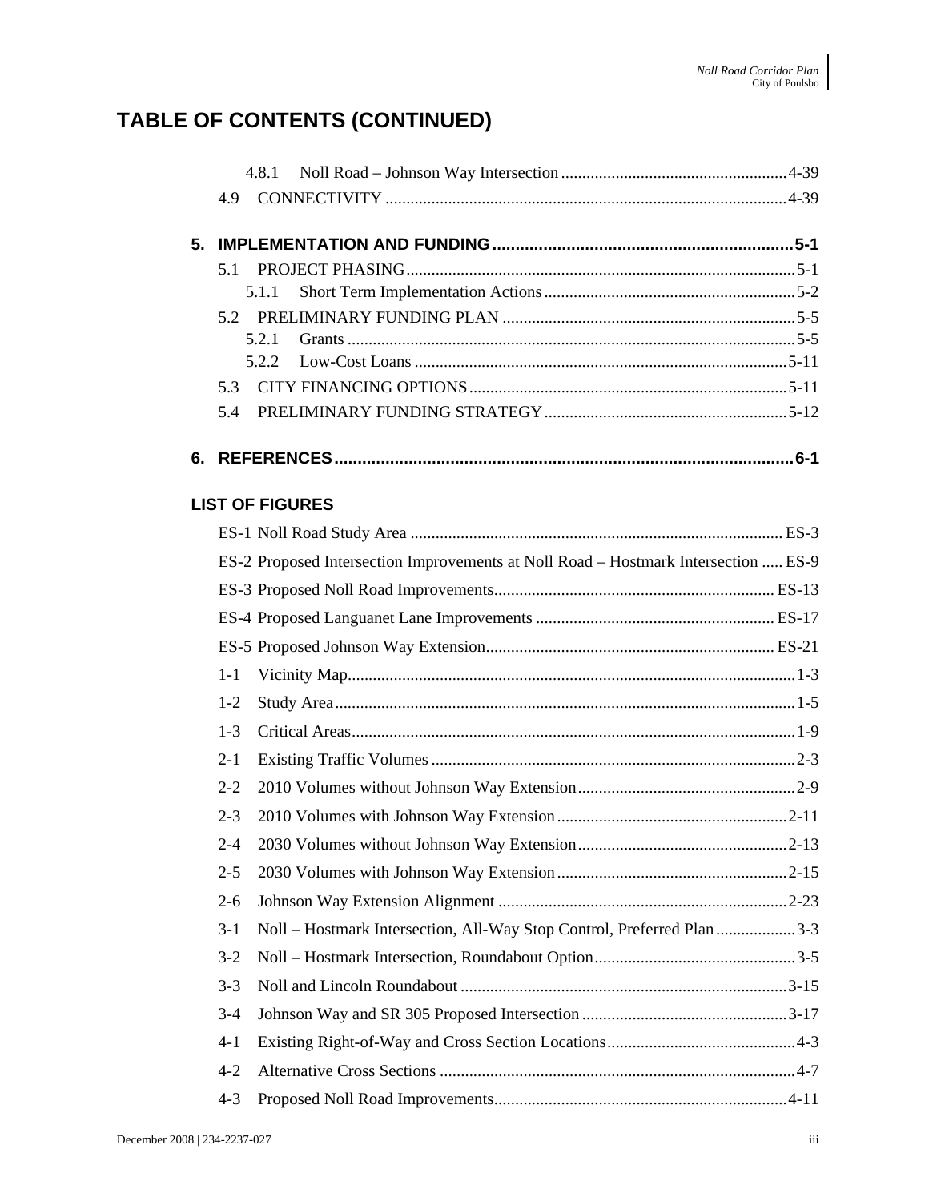# TABLE OF CONTENTS (CONTINUED)

4.8.1 Noll Road – Johnson Way Intersection ........................................ 4-39

4.9 CONNECTIVITY ........................................ 4-39

**5. IMPLEMENTATION AND FUNDING ........................................ 5-1**

5.1 PROJECT PHASING ........................................ 5-1

5.1.1 Short Term Implementation Actions ........................................ 5-2

5.2 PRELIMINARY FUNDING PLAN ........................................ 5-5

5.2.1 Grants ........................................ 5-5

5.2.2 Low-Cost Loans ........................................ 5-11

5.3 CITY FINANCING OPTIONS ........................................ 5-11

5.4 PRELIMINARY FUNDING STRATEGY ........................................ 5-12

**6. REFERENCES ........................................ 6-1**

## LIST OF FIGURES

ES-1 Noll Road Study Area ........................................ ES-3

ES-2 Proposed Intersection Improvements at Noll Road – Hostmark Intersection ..... ES-9

ES-3 Proposed Noll Road Improvements ........................................ ES-13

ES-4 Proposed Languanet Lane Improvements ........................................ ES-17

ES-5 Proposed Johnson Way Extension ........................................ ES-21

1-1 Vicinity Map ........................................ 1-3

1-2 Study Area ........................................ 1-5

1-3 Critical Areas ........................................ 1-9

2-1 Existing Traffic Volumes ........................................ 2-3

2-2 2010 Volumes without Johnson Way Extension ........................................ 2-9

2-3 2010 Volumes with Johnson Way Extension ........................................ 2-11

2-4 2030 Volumes without Johnson Way Extension ........................................ 2-13

2-5 2030 Volumes with Johnson Way Extension ........................................ 2-15

2-6 Johnson Way Extension Alignment ........................................ 2-23

3-1 Noll – Hostmark Intersection, All-Way Stop Control, Preferred Plan .................. 3-3

3-2 Noll – Hostmark Intersection, Roundabout Option ........................................ 3-5

3-3 Noll and Lincoln Roundabout ........................................ 3-15

3-4 Johnson Way and SR 305 Proposed Intersection ........................................ 3-17

4-1 Existing Right-of-Way and Cross Section Locations ........................................ 4-3

4-2 Alternative Cross Sections ........................................ 4-7

4-3 Proposed Noll Road Improvements ........................................ 4-11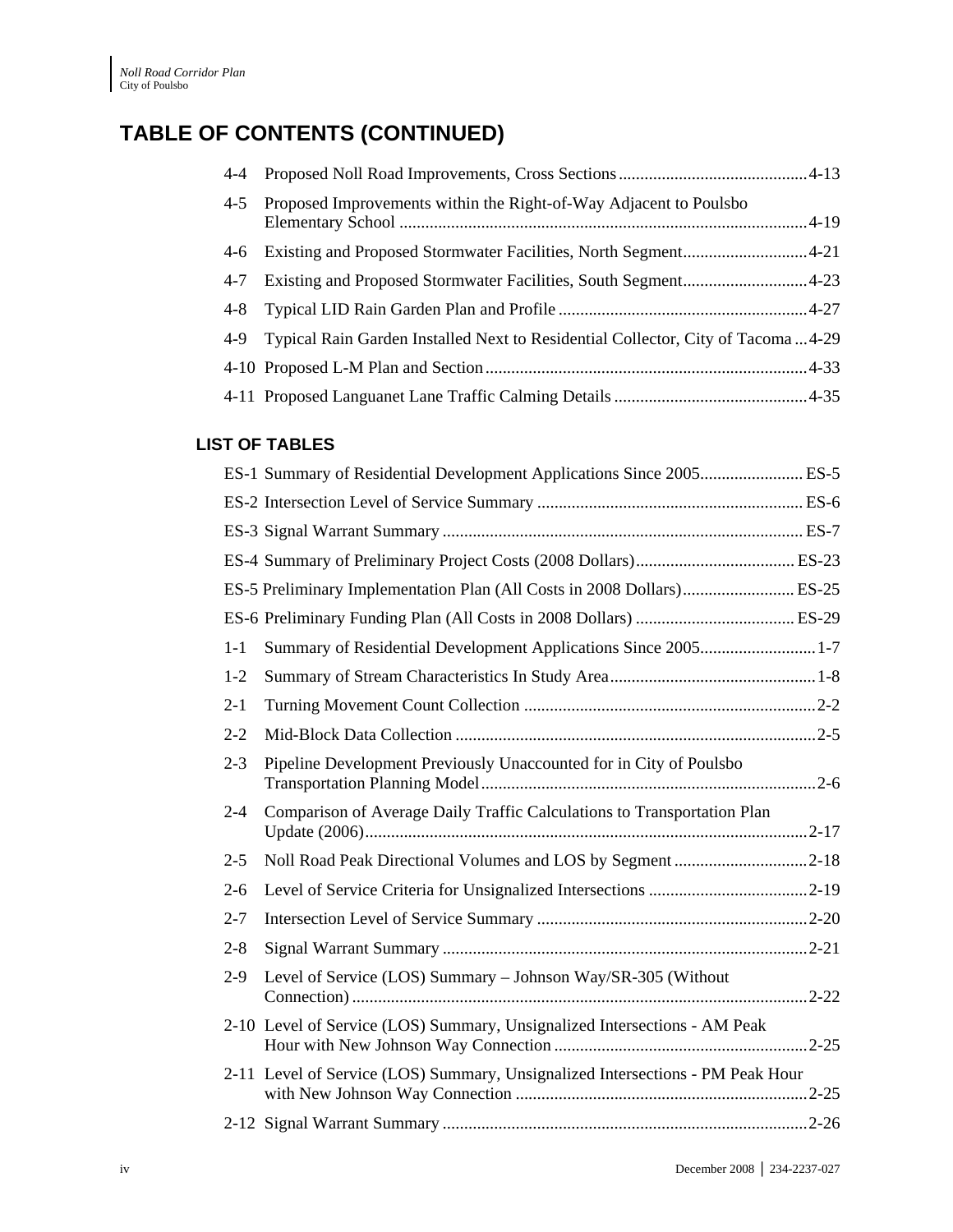# TABLE OF CONTENTS (CONTINUED)

4-4 Proposed Noll Road Improvements, Cross Sections ............................................ 4-13

4-5 Proposed Improvements within the Right-of-Way Adjacent to Poulsbo Elementary School ............................................................................................. 4-19

4-6 Existing and Proposed Stormwater Facilities, North Segment ............................ 4-21

4-7 Existing and Proposed Stormwater Facilities, South Segment ............................ 4-23

4-8 Typical LID Rain Garden Plan and Profile ......................................................... 4-27

4-9 Typical Rain Garden Installed Next to Residential Collector, City of Tacoma ... 4-29

4-10 Proposed L-M Plan and Section .......................................................................... 4-33

4-11 Proposed Languanet Lane Traffic Calming Details ............................................ 4-35

### LIST OF TABLES

ES-1 Summary of Residential Development Applications Since 2005........................ ES-5

ES-2 Intersection Level of Service Summary ............................................................. ES-6

ES-3 Signal Warrant Summary ................................................................................... ES-7

ES-4 Summary of Preliminary Project Costs (2008 Dollars)..................................... ES-23

ES-5 Preliminary Implementation Plan (All Costs in 2008 Dollars).......................... ES-25

ES-6 Preliminary Funding Plan (All Costs in 2008 Dollars) ..................................... ES-29

1-1 Summary of Residential Development Applications Since 2005........................... 1-7

1-2 Summary of Stream Characteristics In Study Area................................................ 1-8

2-1 Turning Movement Count Collection .................................................................... 2-2

2-2 Mid-Block Data Collection ................................................................................... 2-5

2-3 Pipeline Development Previously Unaccounted for in City of Poulsbo Transportation Planning Model............................................................................. 2-6

2-4 Comparison of Average Daily Traffic Calculations to Transportation Plan Update (2006)...................................................................................................... 2-17

2-5 Noll Road Peak Directional Volumes and LOS by Segment ............................... 2-18

2-6 Level of Service Criteria for Unsignalized Intersections ..................................... 2-19

2-7 Intersection Level of Service Summary ............................................................... 2-20

2-8 Signal Warrant Summary ..................................................................................... 2-21

2-9 Level of Service (LOS) Summary – Johnson Way/SR-305 (Without Connection) ......................................................................................................... 2-22

2-10 Level of Service (LOS) Summary, Unsignalized Intersections - AM Peak Hour with New Johnson Way Connection ........................................................... 2-25

2-11 Level of Service (LOS) Summary, Unsignalized Intersections - PM Peak Hour with New Johnson Way Connection ................................................................... 2-25

2-12 Signal Warrant Summary ..................................................................................... 2-26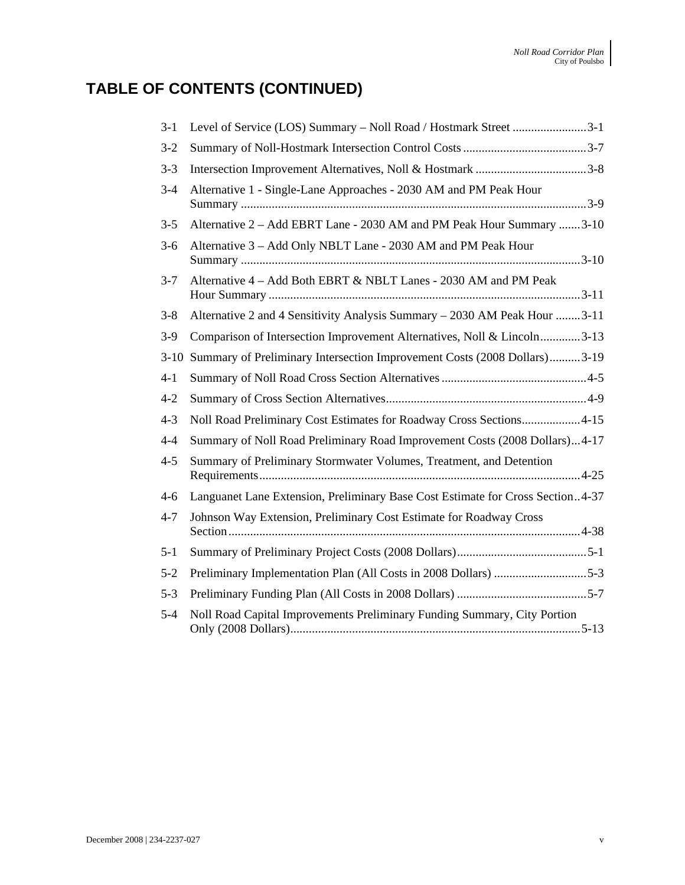# TABLE OF CONTENTS (CONTINUED)

| | | |
|---|---|---|
| 3-1 | Level of Service (LOS) Summary – Noll Road / Hostmark Street | 3-1 |
| 3-2 | Summary of Noll-Hostmark Intersection Control Costs | 3-7 |
| 3-3 | Intersection Improvement Alternatives, Noll & Hostmark | 3-8 |
| 3-4 | Alternative 1 - Single-Lane Approaches - 2030 AM and PM Peak Hour Summary | 3-9 |
| 3-5 | Alternative 2 – Add EBRT Lane - 2030 AM and PM Peak Hour Summary | 3-10 |
| 3-6 | Alternative 3 – Add Only NBLT Lane - 2030 AM and PM Peak Hour Summary | 3-10 |
| 3-7 | Alternative 4 – Add Both EBRT & NBLT Lanes - 2030 AM and PM Peak Hour Summary | 3-11 |
| 3-8 | Alternative 2 and 4 Sensitivity Analysis Summary – 2030 AM Peak Hour | 3-11 |
| 3-9 | Comparison of Intersection Improvement Alternatives, Noll & Lincoln | 3-13 |
| 3-10 | Summary of Preliminary Intersection Improvement Costs (2008 Dollars) | 3-19 |
| 4-1 | Summary of Noll Road Cross Section Alternatives | 4-5 |
| 4-2 | Summary of Cross Section Alternatives | 4-9 |
| 4-3 | Noll Road Preliminary Cost Estimates for Roadway Cross Sections | 4-15 |
| 4-4 | Summary of Noll Road Preliminary Road Improvement Costs (2008 Dollars) | 4-17 |
| 4-5 | Summary of Preliminary Stormwater Volumes, Treatment, and Detention Requirements | 4-25 |
| 4-6 | Languanet Lane Extension, Preliminary Base Cost Estimate for Cross Section | 4-37 |
| 4-7 | Johnson Way Extension, Preliminary Cost Estimate for Roadway Cross Section | 4-38 |
| 5-1 | Summary of Preliminary Project Costs (2008 Dollars) | 5-1 |
| 5-2 | Preliminary Implementation Plan (All Costs in 2008 Dollars) | 5-3 |
| 5-3 | Preliminary Funding Plan (All Costs in 2008 Dollars) | 5-7 |
| 5-4 | Noll Road Capital Improvements Preliminary Funding Summary, City Portion Only (2008 Dollars) | 5-13 |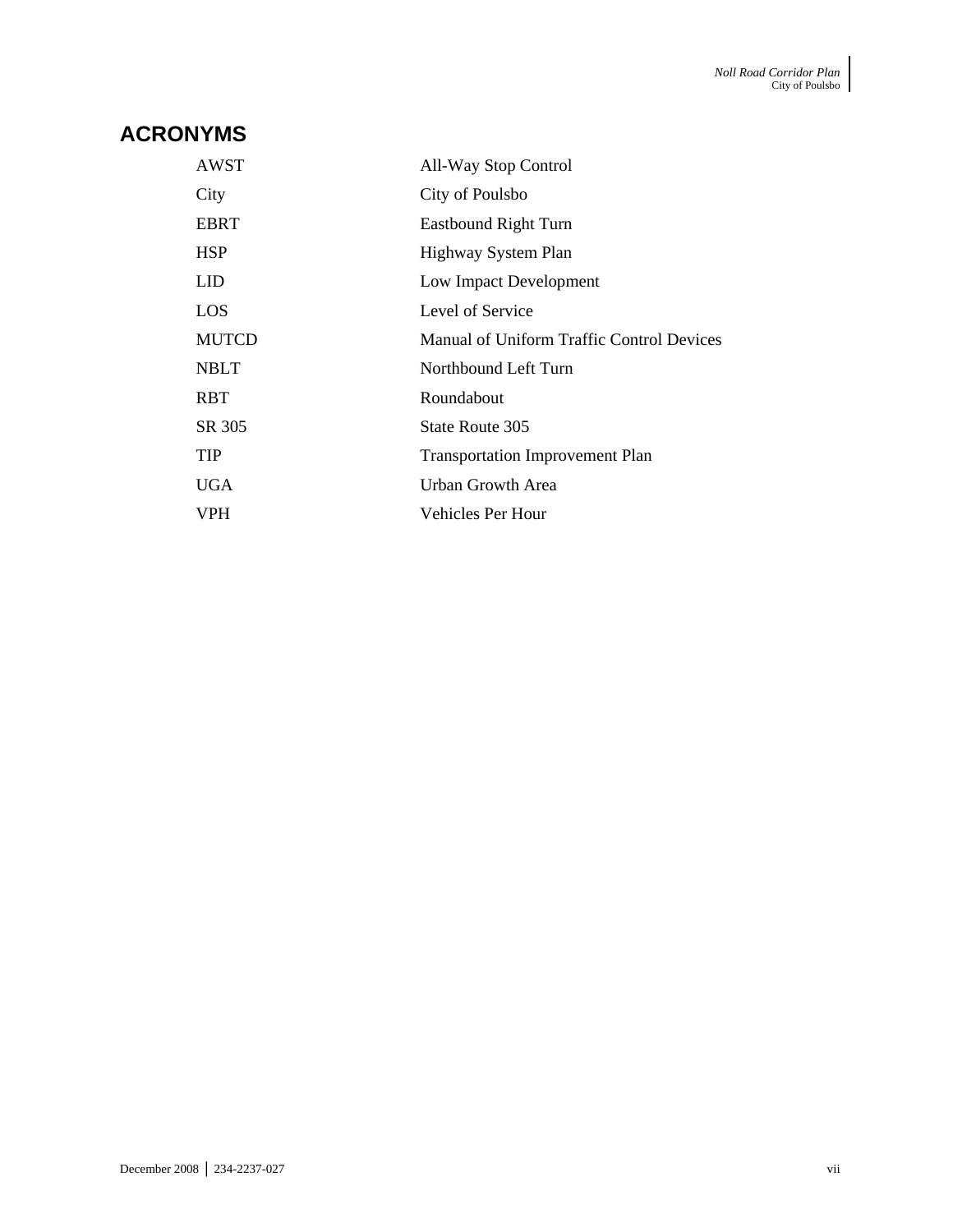## ACRONYMS

| | |
|---|---|
| AWST | All-Way Stop Control |
| City | City of Poulsbo |
| EBRT | Eastbound Right Turn |
| HSP | Highway System Plan |
| LID | Low Impact Development |
| LOS | Level of Service |
| MUTCD | Manual of Uniform Traffic Control Devices |
| NBLT | Northbound Left Turn |
| RBT | Roundabout |
| SR 305 | State Route 305 |
| TIP | Transportation Improvement Plan |
| UGA | Urban Growth Area |
| VPH | Vehicles Per Hour |